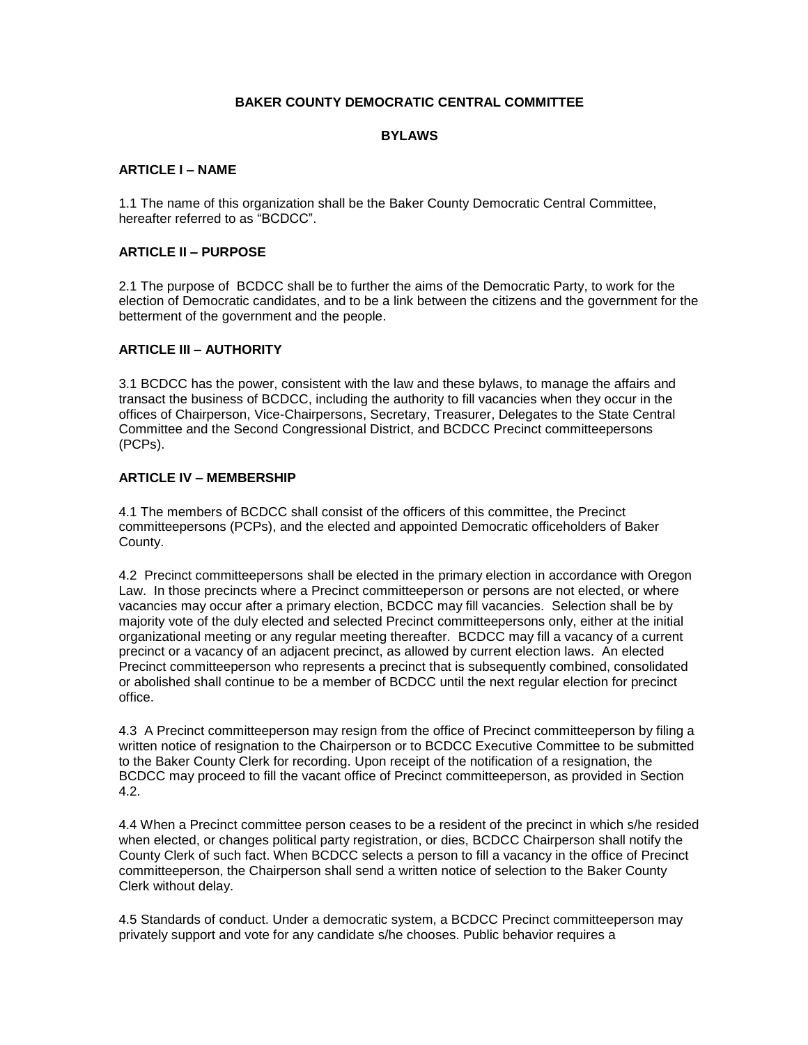# BAKER COUNTY DEMOCRATIC CENTRAL COMMITTEE

## BYLAWS

### ARTICLE I – NAME

1.1 The name of this organization shall be the Baker County Democratic Central Committee, hereafter referred to as "BCDCC".

### ARTICLE II – PURPOSE

2.1 The purpose of BCDCC shall be to further the aims of the Democratic Party, to work for the election of Democratic candidates, and to be a link between the citizens and the government for the betterment of the government and the people.

### ARTICLE III – AUTHORITY

3.1 BCDCC has the power, consistent with the law and these bylaws, to manage the affairs and transact the business of BCDCC, including the authority to fill vacancies when they occur in the offices of Chairperson, Vice-Chairpersons, Secretary, Treasurer, Delegates to the State Central Committee and the Second Congressional District, and BCDCC Precinct committeepersons (PCPs).

### ARTICLE IV – MEMBERSHIP

4.1 The members of BCDCC shall consist of the officers of this committee, the Precinct committeepersons (PCPs), and the elected and appointed Democratic officeholders of Baker County.

4.2 Precinct committeepersons shall be elected in the primary election in accordance with Oregon Law. In those precincts where a Precinct committeeperson or persons are not elected, or where vacancies may occur after a primary election, BCDCC may fill vacancies. Selection shall be by majority vote of the duly elected and selected Precinct committeepersons only, either at the initial organizational meeting or any regular meeting thereafter. BCDCC may fill a vacancy of a current precinct or a vacancy of an adjacent precinct, as allowed by current election laws. An elected Precinct committeeperson who represents a precinct that is subsequently combined, consolidated or abolished shall continue to be a member of BCDCC until the next regular election for precinct office.

4.3 A Precinct committeeperson may resign from the office of Precinct committeeperson by filing a written notice of resignation to the Chairperson or to BCDCC Executive Committee to be submitted to the Baker County Clerk for recording. Upon receipt of the notification of a resignation, the BCDCC may proceed to fill the vacant office of Precinct committeeperson, as provided in Section 4.2.

4.4 When a Precinct committee person ceases to be a resident of the precinct in which s/he resided when elected, or changes political party registration, or dies, BCDCC Chairperson shall notify the County Clerk of such fact. When BCDCC selects a person to fill a vacancy in the office of Precinct committeeperson, the Chairperson shall send a written notice of selection to the Baker County Clerk without delay.

4.5 Standards of conduct. Under a democratic system, a BCDCC Precinct committeeperson may privately support and vote for any candidate s/he chooses. Public behavior requires a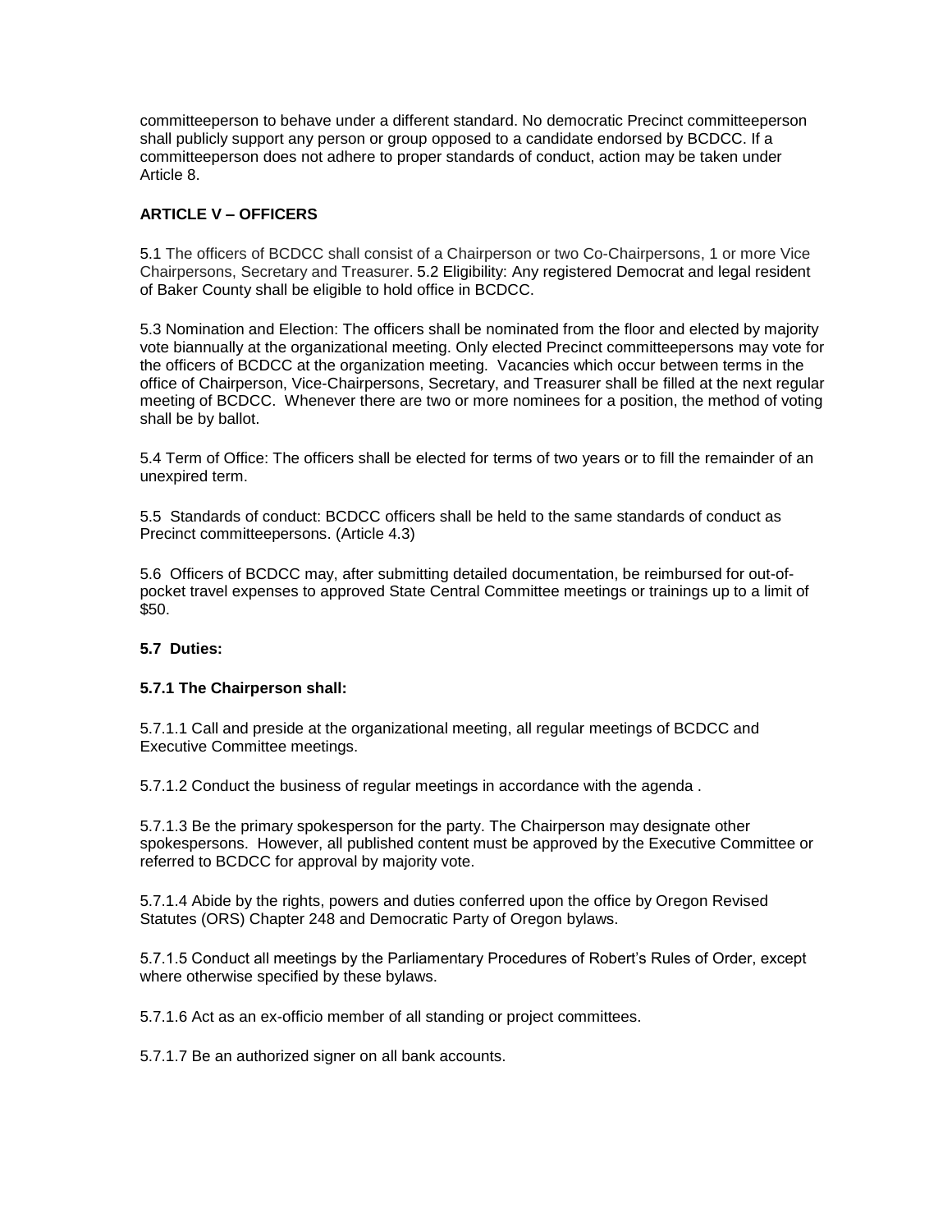committeeperson to behave under a different standard. No democratic Precinct committeeperson shall publicly support any person or group opposed to a candidate endorsed by BCDCC. If a committeeperson does not adhere to proper standards of conduct, action may be taken under Article 8.

## ARTICLE V – OFFICERS

5.1 The officers of BCDCC shall consist of a Chairperson or two Co-Chairpersons, 1 or more Vice Chairpersons, Secretary and Treasurer. 5.2 Eligibility: Any registered Democrat and legal resident of Baker County shall be eligible to hold office in BCDCC.

5.3 Nomination and Election: The officers shall be nominated from the floor and elected by majority vote biannually at the organizational meeting. Only elected Precinct committeepersons may vote for the officers of BCDCC at the organization meeting. Vacancies which occur between terms in the office of Chairperson, Vice-Chairpersons, Secretary, and Treasurer shall be filled at the next regular meeting of BCDCC. Whenever there are two or more nominees for a position, the method of voting shall be by ballot.

5.4 Term of Office: The officers shall be elected for terms of two years or to fill the remainder of an unexpired term.

5.5 Standards of conduct: BCDCC officers shall be held to the same standards of conduct as Precinct committeepersons. (Article 4.3)

5.6 Officers of BCDCC may, after submitting detailed documentation, be reimbursed for out-of-pocket travel expenses to approved State Central Committee meetings or trainings up to a limit of $50.

### 5.7 Duties:

#### 5.7.1 The Chairperson shall:

5.7.1.1 Call and preside at the organizational meeting, all regular meetings of BCDCC and Executive Committee meetings.

5.7.1.2 Conduct the business of regular meetings in accordance with the agenda .

5.7.1.3 Be the primary spokesperson for the party. The Chairperson may designate other spokespersons. However, all published content must be approved by the Executive Committee or referred to BCDCC for approval by majority vote.

5.7.1.4 Abide by the rights, powers and duties conferred upon the office by Oregon Revised Statutes (ORS) Chapter 248 and Democratic Party of Oregon bylaws.

5.7.1.5 Conduct all meetings by the Parliamentary Procedures of Robert's Rules of Order, except where otherwise specified by these bylaws.

5.7.1.6 Act as an ex-officio member of all standing or project committees.

5.7.1.7 Be an authorized signer on all bank accounts.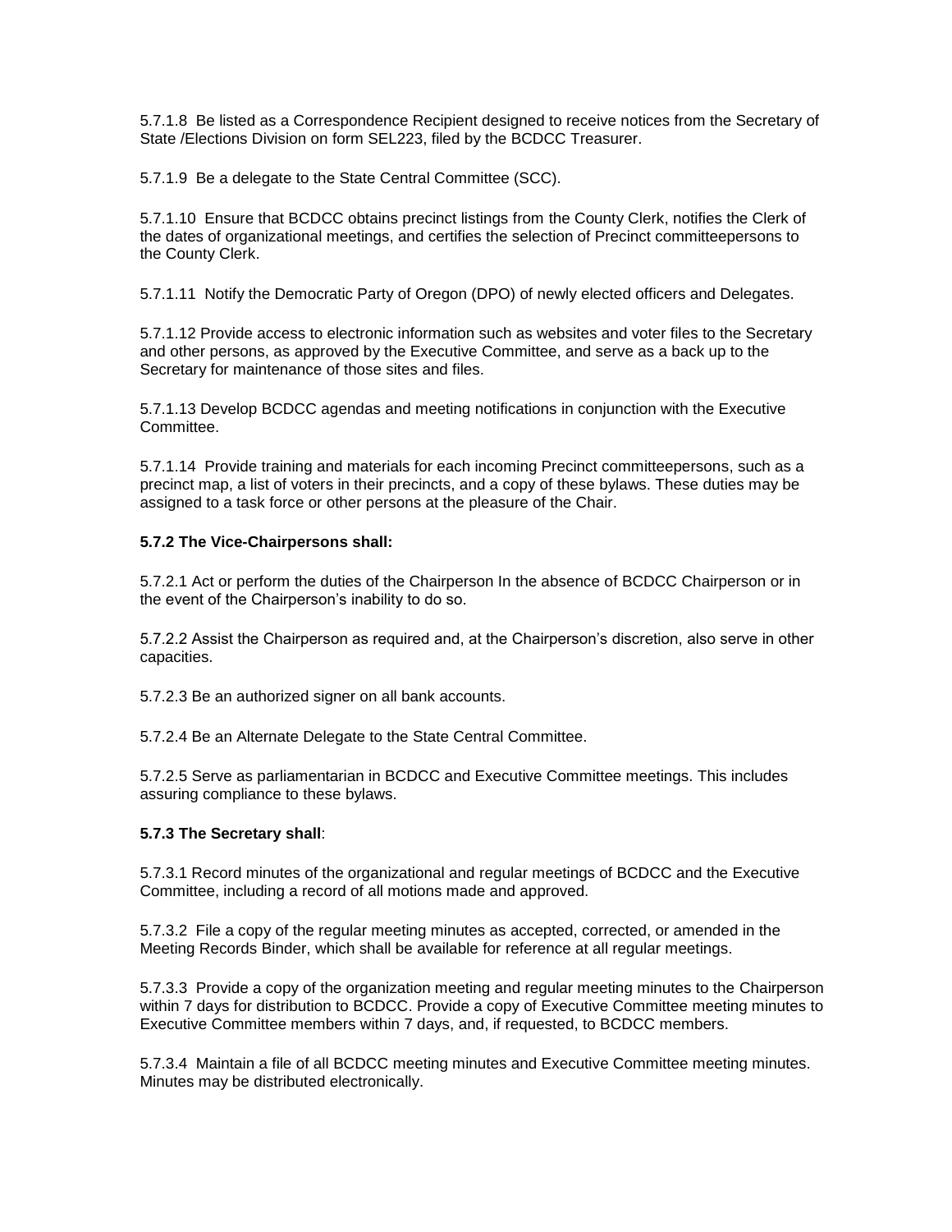5.7.1.8 Be listed as a Correspondence Recipient designed to receive notices from the Secretary of State /Elections Division on form SEL223, filed by the BCDCC Treasurer.

5.7.1.9 Be a delegate to the State Central Committee (SCC).

5.7.1.10 Ensure that BCDCC obtains precinct listings from the County Clerk, notifies the Clerk of the dates of organizational meetings, and certifies the selection of Precinct committeepersons to the County Clerk.

5.7.1.11 Notify the Democratic Party of Oregon (DPO) of newly elected officers and Delegates.

5.7.1.12 Provide access to electronic information such as websites and voter files to the Secretary and other persons, as approved by the Executive Committee, and serve as a back up to the Secretary for maintenance of those sites and files.

5.7.1.13 Develop BCDCC agendas and meeting notifications in conjunction with the Executive Committee.

5.7.1.14 Provide training and materials for each incoming Precinct committeepersons, such as a precinct map, a list of voters in their precincts, and a copy of these bylaws. These duties may be assigned to a task force or other persons at the pleasure of the Chair.

**5.7.2 The Vice-Chairpersons shall:**

5.7.2.1 Act or perform the duties of the Chairperson In the absence of BCDCC Chairperson or in the event of the Chairperson's inability to do so.

5.7.2.2 Assist the Chairperson as required and, at the Chairperson's discretion, also serve in other capacities.

5.7.2.3 Be an authorized signer on all bank accounts.

5.7.2.4 Be an Alternate Delegate to the State Central Committee.

5.7.2.5 Serve as parliamentarian in BCDCC and Executive Committee meetings. This includes assuring compliance to these bylaws.

**5.7.3 The Secretary shall**:

5.7.3.1 Record minutes of the organizational and regular meetings of BCDCC and the Executive Committee, including a record of all motions made and approved.

5.7.3.2 File a copy of the regular meeting minutes as accepted, corrected, or amended in the Meeting Records Binder, which shall be available for reference at all regular meetings.

5.7.3.3 Provide a copy of the organization meeting and regular meeting minutes to the Chairperson within 7 days for distribution to BCDCC. Provide a copy of Executive Committee meeting minutes to Executive Committee members within 7 days, and, if requested, to BCDCC members.

5.7.3.4 Maintain a file of all BCDCC meeting minutes and Executive Committee meeting minutes. Minutes may be distributed electronically.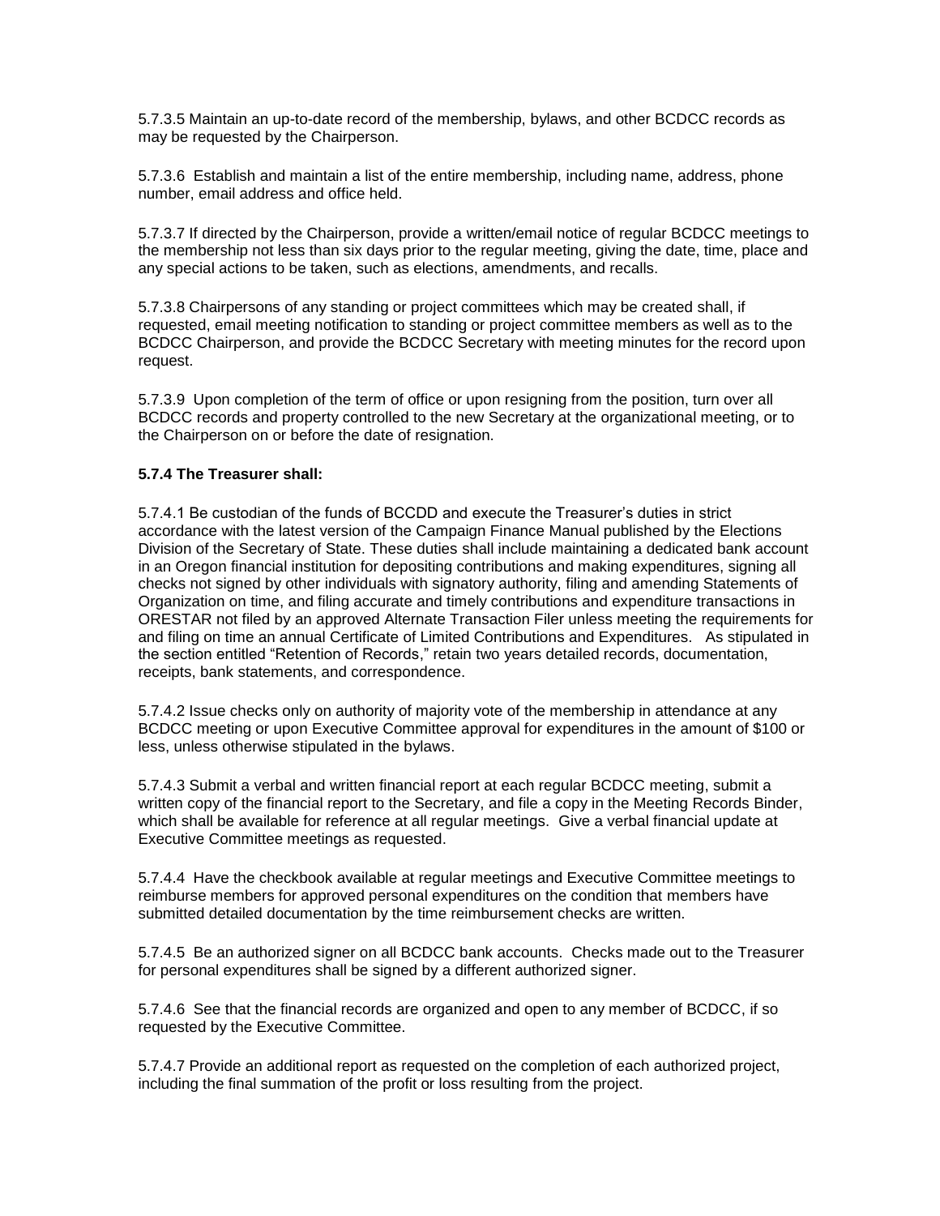5.7.3.5 Maintain an up-to-date record of the membership, bylaws, and other BCDCC records as may be requested by the Chairperson.

5.7.3.6 Establish and maintain a list of the entire membership, including name, address, phone number, email address and office held.

5.7.3.7 If directed by the Chairperson, provide a written/email notice of regular BCDCC meetings to the membership not less than six days prior to the regular meeting, giving the date, time, place and any special actions to be taken, such as elections, amendments, and recalls.

5.7.3.8 Chairpersons of any standing or project committees which may be created shall, if requested, email meeting notification to standing or project committee members as well as to the BCDCC Chairperson, and provide the BCDCC Secretary with meeting minutes for the record upon request.

5.7.3.9 Upon completion of the term of office or upon resigning from the position, turn over all BCDCC records and property controlled to the new Secretary at the organizational meeting, or to the Chairperson on or before the date of resignation.

**5.7.4 The Treasurer shall:**

5.7.4.1 Be custodian of the funds of BCCDD and execute the Treasurer's duties in strict accordance with the latest version of the Campaign Finance Manual published by the Elections Division of the Secretary of State. These duties shall include maintaining a dedicated bank account in an Oregon financial institution for depositing contributions and making expenditures, signing all checks not signed by other individuals with signatory authority, filing and amending Statements of Organization on time, and filing accurate and timely contributions and expenditure transactions in ORESTAR not filed by an approved Alternate Transaction Filer unless meeting the requirements for and filing on time an annual Certificate of Limited Contributions and Expenditures. As stipulated in the section entitled "Retention of Records," retain two years detailed records, documentation, receipts, bank statements, and correspondence.

5.7.4.2 Issue checks only on authority of majority vote of the membership in attendance at any BCDCC meeting or upon Executive Committee approval for expenditures in the amount of $100 or less, unless otherwise stipulated in the bylaws.

5.7.4.3 Submit a verbal and written financial report at each regular BCDCC meeting, submit a written copy of the financial report to the Secretary, and file a copy in the Meeting Records Binder, which shall be available for reference at all regular meetings. Give a verbal financial update at Executive Committee meetings as requested.

5.7.4.4 Have the checkbook available at regular meetings and Executive Committee meetings to reimburse members for approved personal expenditures on the condition that members have submitted detailed documentation by the time reimbursement checks are written.

5.7.4.5 Be an authorized signer on all BCDCC bank accounts. Checks made out to the Treasurer for personal expenditures shall be signed by a different authorized signer.

5.7.4.6 See that the financial records are organized and open to any member of BCDCC, if so requested by the Executive Committee.

5.7.4.7 Provide an additional report as requested on the completion of each authorized project, including the final summation of the profit or loss resulting from the project.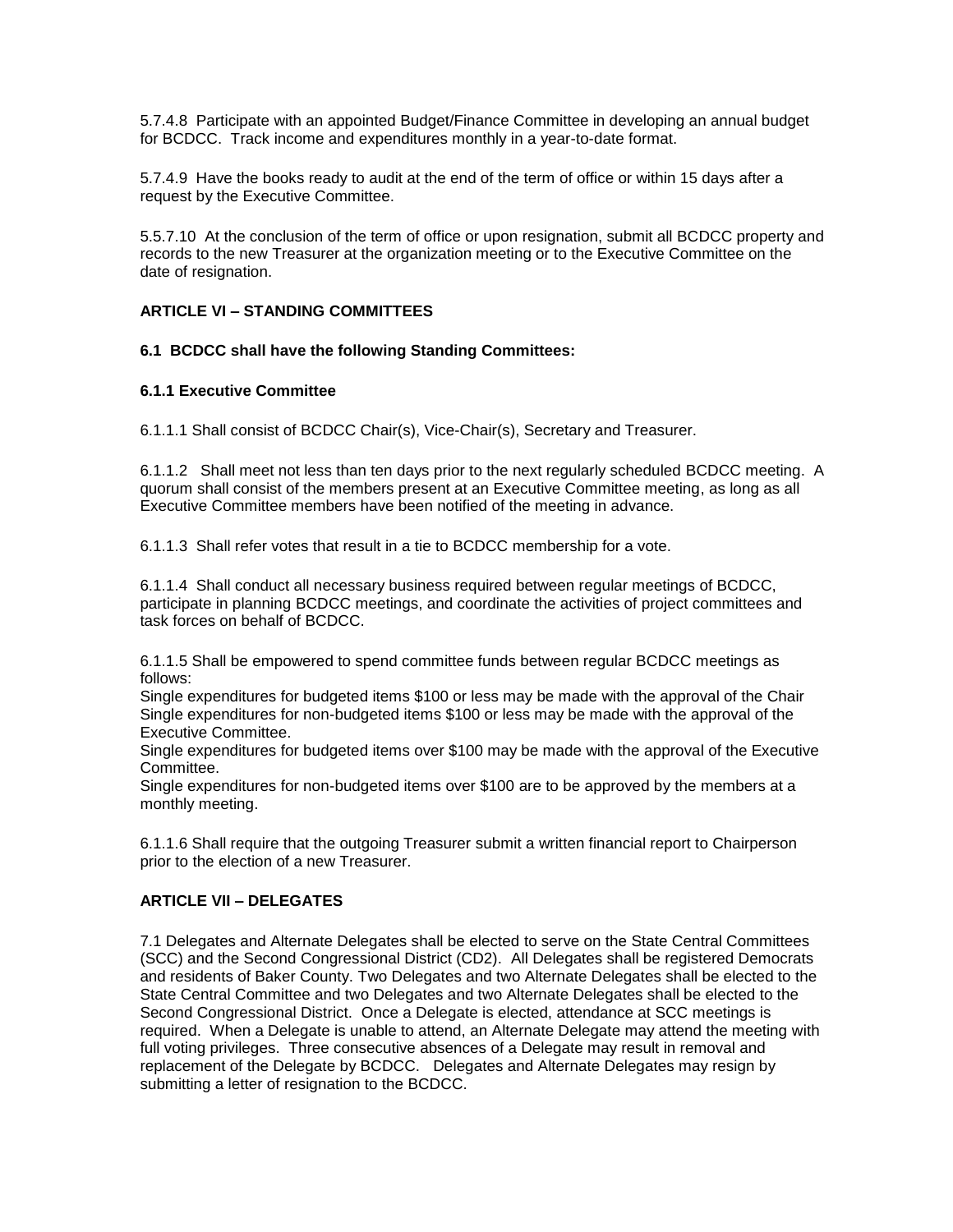5.7.4.8 Participate with an appointed Budget/Finance Committee in developing an annual budget for BCDCC. Track income and expenditures monthly in a year-to-date format.

5.7.4.9 Have the books ready to audit at the end of the term of office or within 15 days after a request by the Executive Committee.

5.5.7.10 At the conclusion of the term of office or upon resignation, submit all BCDCC property and records to the new Treasurer at the organization meeting or to the Executive Committee on the date of resignation.

## ARTICLE VI – STANDING COMMITTEES

### 6.1 BCDCC shall have the following Standing Committees:

### 6.1.1 Executive Committee

6.1.1.1 Shall consist of BCDCC Chair(s), Vice-Chair(s), Secretary and Treasurer.

6.1.1.2 Shall meet not less than ten days prior to the next regularly scheduled BCDCC meeting. A quorum shall consist of the members present at an Executive Committee meeting, as long as all Executive Committee members have been notified of the meeting in advance.

6.1.1.3 Shall refer votes that result in a tie to BCDCC membership for a vote.

6.1.1.4 Shall conduct all necessary business required between regular meetings of BCDCC, participate in planning BCDCC meetings, and coordinate the activities of project committees and task forces on behalf of BCDCC.

6.1.1.5 Shall be empowered to spend committee funds between regular BCDCC meetings as follows:
Single expenditures for budgeted items $100 or less may be made with the approval of the Chair
Single expenditures for non-budgeted items $100 or less may be made with the approval of the Executive Committee.
Single expenditures for budgeted items over $100 may be made with the approval of the Executive Committee.
Single expenditures for non-budgeted items over $100 are to be approved by the members at a monthly meeting.

6.1.1.6 Shall require that the outgoing Treasurer submit a written financial report to Chairperson prior to the election of a new Treasurer.

## ARTICLE VII – DELEGATES

7.1 Delegates and Alternate Delegates shall be elected to serve on the State Central Committees (SCC) and the Second Congressional District (CD2). All Delegates shall be registered Democrats and residents of Baker County. Two Delegates and two Alternate Delegates shall be elected to the State Central Committee and two Delegates and two Alternate Delegates shall be elected to the Second Congressional District. Once a Delegate is elected, attendance at SCC meetings is required. When a Delegate is unable to attend, an Alternate Delegate may attend the meeting with full voting privileges. Three consecutive absences of a Delegate may result in removal and replacement of the Delegate by BCDCC. Delegates and Alternate Delegates may resign by submitting a letter of resignation to the BCDCC.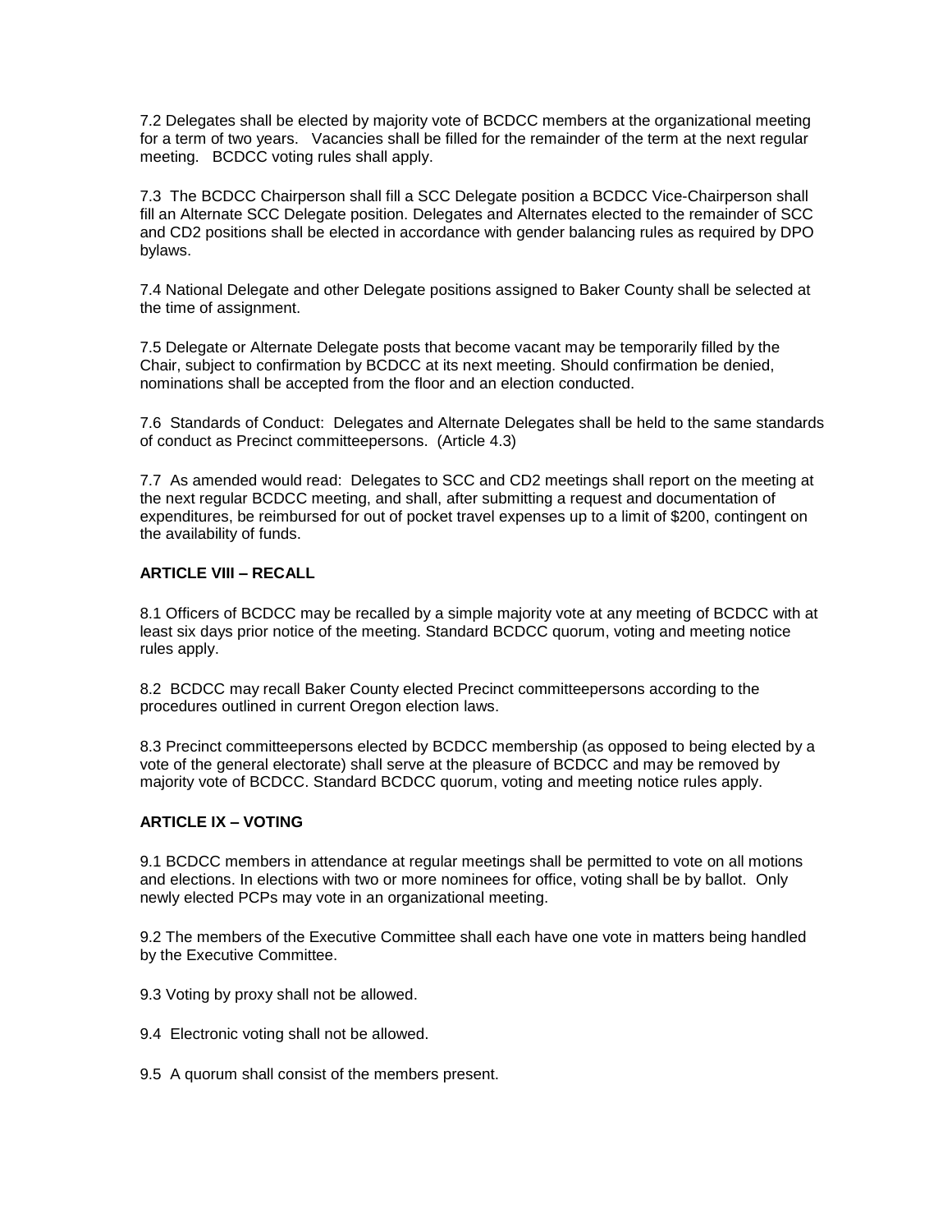7.2 Delegates shall be elected by majority vote of BCDCC members at the organizational meeting for a term of two years. Vacancies shall be filled for the remainder of the term at the next regular meeting. BCDCC voting rules shall apply.

7.3 The BCDCC Chairperson shall fill a SCC Delegate position a BCDCC Vice-Chairperson shall fill an Alternate SCC Delegate position. Delegates and Alternates elected to the remainder of SCC and CD2 positions shall be elected in accordance with gender balancing rules as required by DPO bylaws.

7.4 National Delegate and other Delegate positions assigned to Baker County shall be selected at the time of assignment.

7.5 Delegate or Alternate Delegate posts that become vacant may be temporarily filled by the Chair, subject to confirmation by BCDCC at its next meeting. Should confirmation be denied, nominations shall be accepted from the floor and an election conducted.

7.6 Standards of Conduct: Delegates and Alternate Delegates shall be held to the same standards of conduct as Precinct committeepersons. (Article 4.3)

7.7 As amended would read: Delegates to SCC and CD2 meetings shall report on the meeting at the next regular BCDCC meeting, and shall, after submitting a request and documentation of expenditures, be reimbursed for out of pocket travel expenses up to a limit of $200, contingent on the availability of funds.

**ARTICLE VIII – RECALL**

8.1 Officers of BCDCC may be recalled by a simple majority vote at any meeting of BCDCC with at least six days prior notice of the meeting. Standard BCDCC quorum, voting and meeting notice rules apply.

8.2 BCDCC may recall Baker County elected Precinct committeepersons according to the procedures outlined in current Oregon election laws.

8.3 Precinct committeepersons elected by BCDCC membership (as opposed to being elected by a vote of the general electorate) shall serve at the pleasure of BCDCC and may be removed by majority vote of BCDCC. Standard BCDCC quorum, voting and meeting notice rules apply.

**ARTICLE IX – VOTING**

9.1 BCDCC members in attendance at regular meetings shall be permitted to vote on all motions and elections. In elections with two or more nominees for office, voting shall be by ballot. Only newly elected PCPs may vote in an organizational meeting.

9.2 The members of the Executive Committee shall each have one vote in matters being handled by the Executive Committee.

9.3 Voting by proxy shall not be allowed.

9.4 Electronic voting shall not be allowed.

9.5 A quorum shall consist of the members present.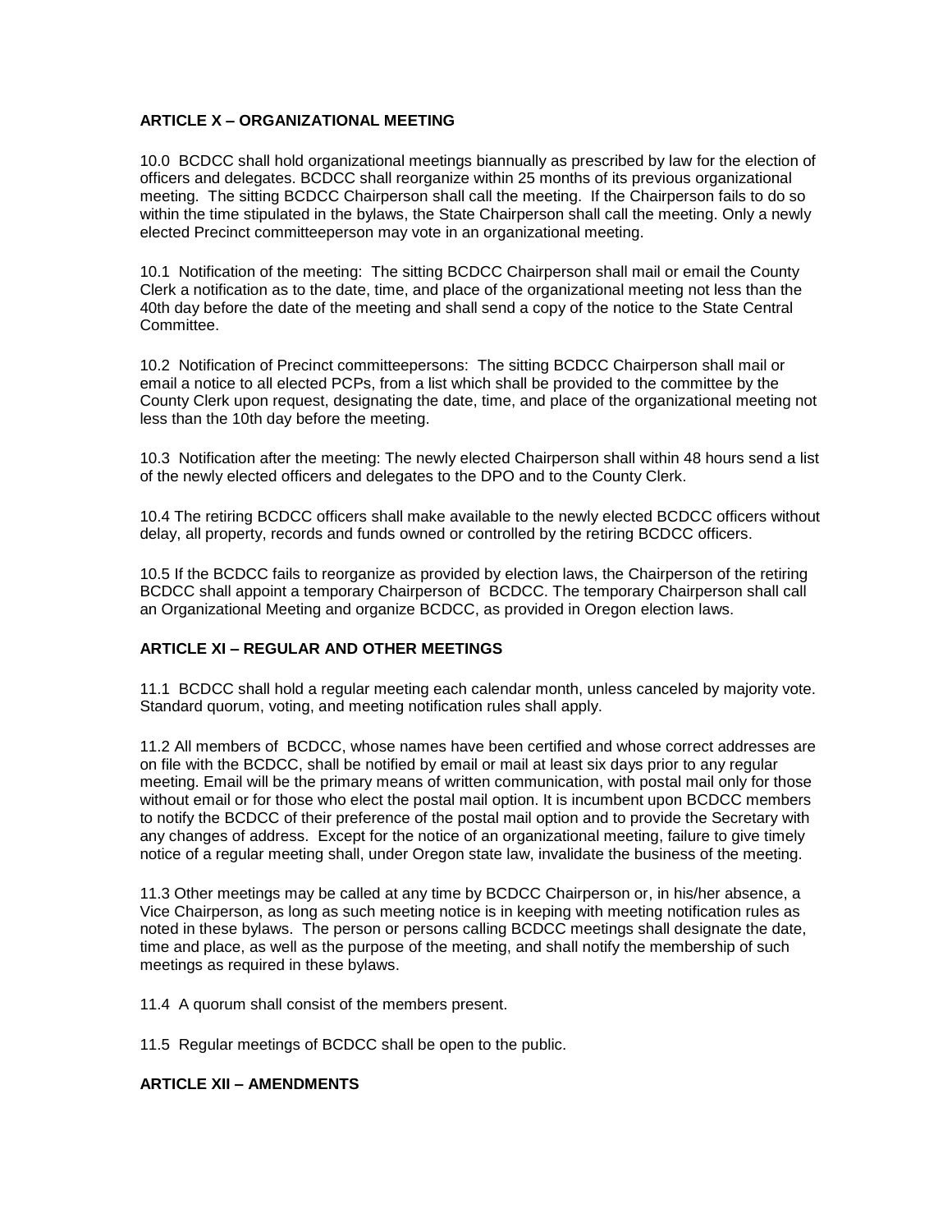## ARTICLE X – ORGANIZATIONAL MEETING

10.0 BCDCC shall hold organizational meetings biannually as prescribed by law for the election of officers and delegates. BCDCC shall reorganize within 25 months of its previous organizational meeting. The sitting BCDCC Chairperson shall call the meeting. If the Chairperson fails to do so within the time stipulated in the bylaws, the State Chairperson shall call the meeting. Only a newly elected Precinct committeeperson may vote in an organizational meeting.

10.1 Notification of the meeting: The sitting BCDCC Chairperson shall mail or email the County Clerk a notification as to the date, time, and place of the organizational meeting not less than the 40th day before the date of the meeting and shall send a copy of the notice to the State Central Committee.

10.2 Notification of Precinct committeepersons: The sitting BCDCC Chairperson shall mail or email a notice to all elected PCPs, from a list which shall be provided to the committee by the County Clerk upon request, designating the date, time, and place of the organizational meeting not less than the 10th day before the meeting.

10.3 Notification after the meeting: The newly elected Chairperson shall within 48 hours send a list of the newly elected officers and delegates to the DPO and to the County Clerk.

10.4 The retiring BCDCC officers shall make available to the newly elected BCDCC officers without delay, all property, records and funds owned or controlled by the retiring BCDCC officers.

10.5 If the BCDCC fails to reorganize as provided by election laws, the Chairperson of the retiring BCDCC shall appoint a temporary Chairperson of BCDCC. The temporary Chairperson shall call an Organizational Meeting and organize BCDCC, as provided in Oregon election laws.

## ARTICLE XI – REGULAR AND OTHER MEETINGS

11.1 BCDCC shall hold a regular meeting each calendar month, unless canceled by majority vote. Standard quorum, voting, and meeting notification rules shall apply.

11.2 All members of BCDCC, whose names have been certified and whose correct addresses are on file with the BCDCC, shall be notified by email or mail at least six days prior to any regular meeting. Email will be the primary means of written communication, with postal mail only for those without email or for those who elect the postal mail option. It is incumbent upon BCDCC members to notify the BCDCC of their preference of the postal mail option and to provide the Secretary with any changes of address. Except for the notice of an organizational meeting, failure to give timely notice of a regular meeting shall, under Oregon state law, invalidate the business of the meeting.

11.3 Other meetings may be called at any time by BCDCC Chairperson or, in his/her absence, a Vice Chairperson, as long as such meeting notice is in keeping with meeting notification rules as noted in these bylaws. The person or persons calling BCDCC meetings shall designate the date, time and place, as well as the purpose of the meeting, and shall notify the membership of such meetings as required in these bylaws.

11.4 A quorum shall consist of the members present.

11.5 Regular meetings of BCDCC shall be open to the public.

## ARTICLE XII – AMENDMENTS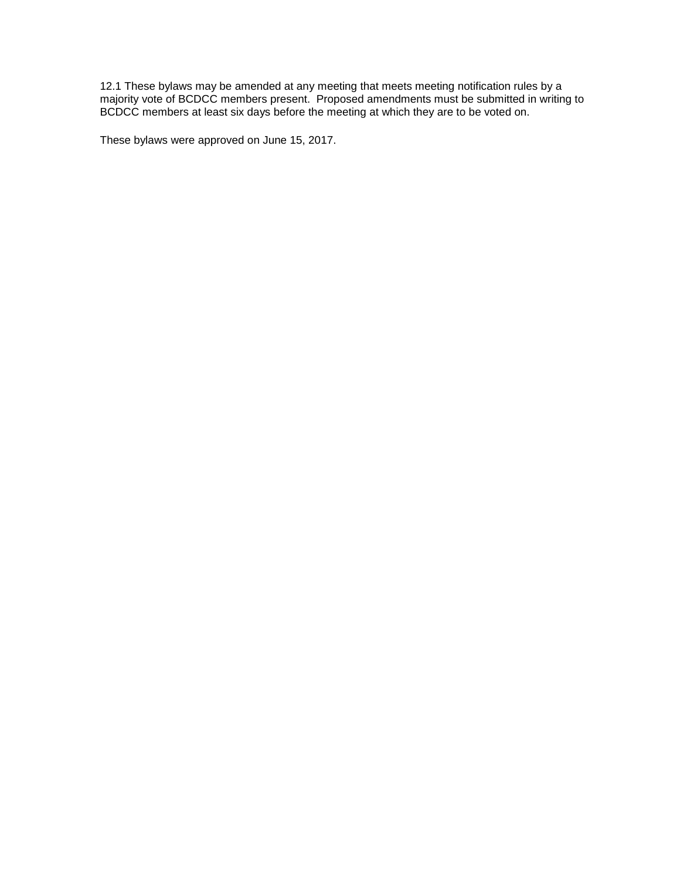12.1 These bylaws may be amended at any meeting that meets meeting notification rules by a majority vote of BCDCC members present. Proposed amendments must be submitted in writing to BCDCC members at least six days before the meeting at which they are to be voted on.

These bylaws were approved on June 15, 2017.